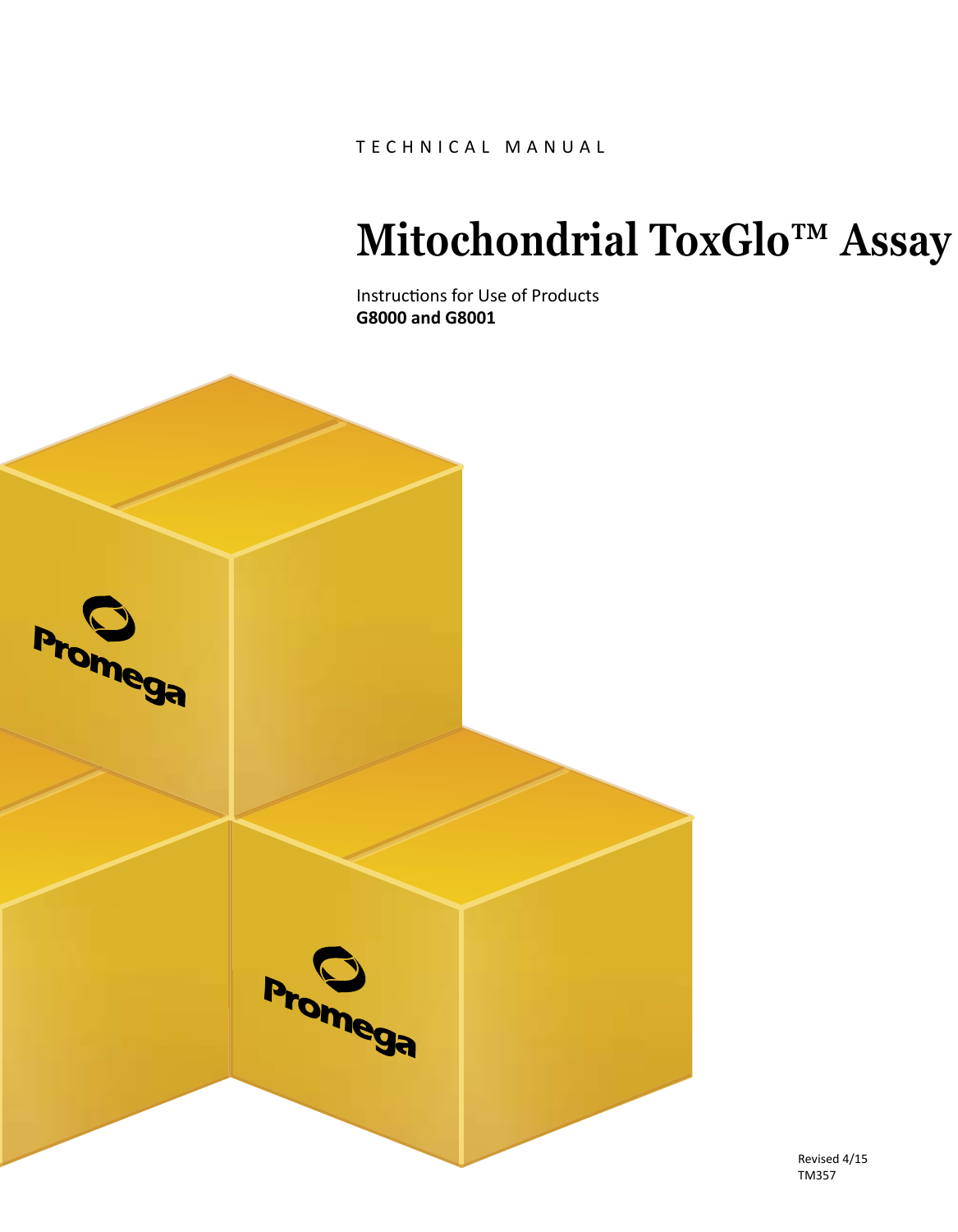TECHNICAL MANUAL

# Mitochondrial ToxGlo™ Assay

Instructions for Use of Products
**G8000 and G8001**

Revised 4/15
TM357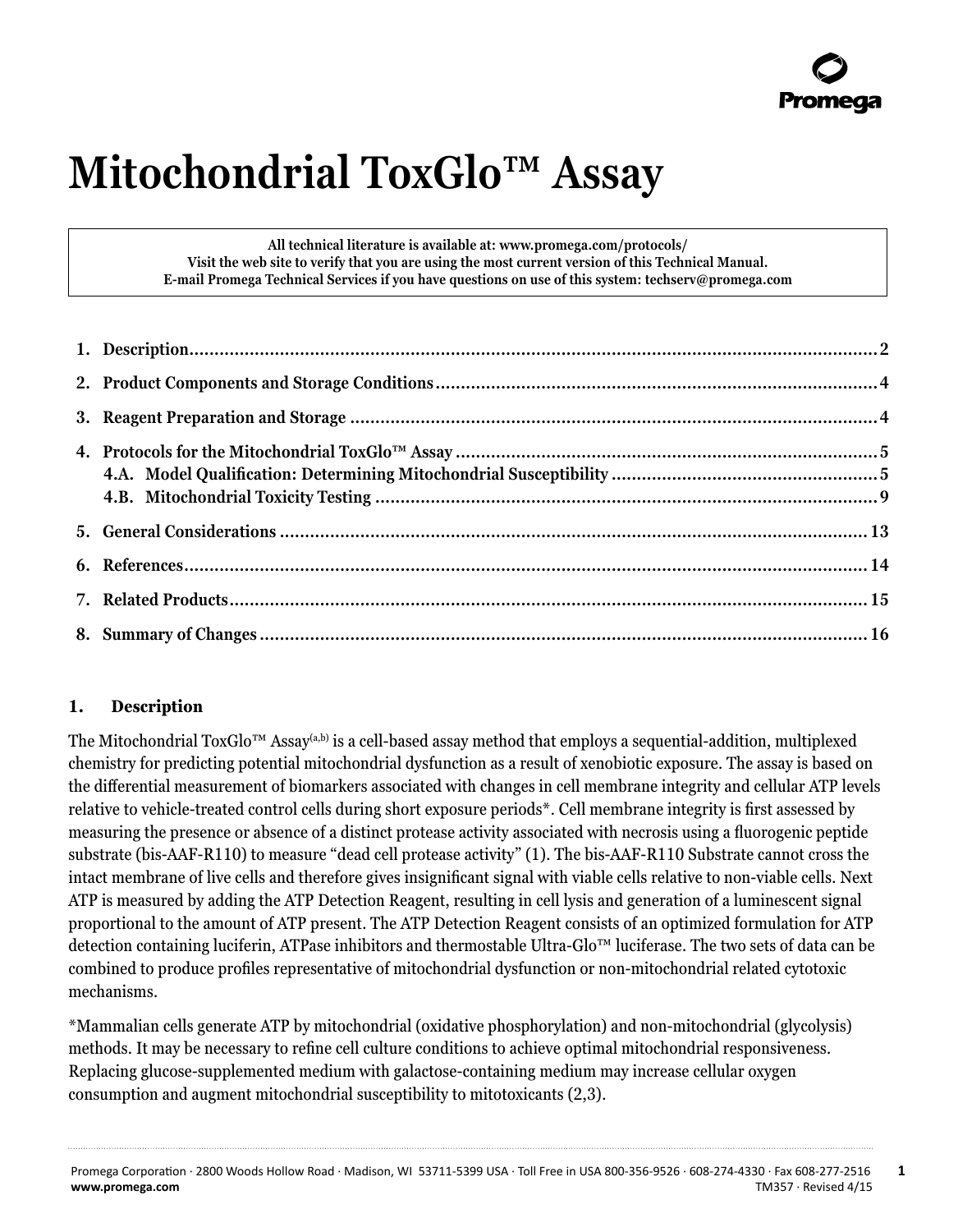# Mitochondrial ToxGlo™ Assay

All technical literature is available at: www.promega.com/protocols/
Visit the web site to verify that you are using the most current version of this Technical Manual.
E-mail Promega Technical Services if you have questions on use of this system: techserv@promega.com

1. Description ........................................................................ 2
2. Product Components and Storage Conditions ........................................................................ 4
3. Reagent Preparation and Storage ........................................................................ 4
4. Protocols for the Mitochondrial ToxGlo™ Assay ........................................................................ 5
   4.A. Model Qualification: Determining Mitochondrial Susceptibility ........................................................................ 5
   4.B. Mitochondrial Toxicity Testing ........................................................................ 9
5. General Considerations ........................................................................ 13
6. References ........................................................................ 14
7. Related Products ........................................................................ 15
8. Summary of Changes ........................................................................ 16

## 1. Description

The Mitochondrial ToxGlo™ Assay[a,b] is a cell-based assay method that employs a sequential-addition, multiplexed chemistry for predicting potential mitochondrial dysfunction as a result of xenobiotic exposure. The assay is based on the differential measurement of biomarkers associated with changes in cell membrane integrity and cellular ATP levels relative to vehicle-treated control cells during short exposure periods*. Cell membrane integrity is first assessed by measuring the presence or absence of a distinct protease activity associated with necrosis using a fluorogenic peptide substrate (bis-AAF-R110) to measure "dead cell protease activity" (1). The bis-AAF-R110 Substrate cannot cross the intact membrane of live cells and therefore gives insignificant signal with viable cells relative to non-viable cells. Next ATP is measured by adding the ATP Detection Reagent, resulting in cell lysis and generation of a luminescent signal proportional to the amount of ATP present. The ATP Detection Reagent consists of an optimized formulation for ATP detection containing luciferin, ATPase inhibitors and thermostable Ultra-Glo™ luciferase. The two sets of data can be combined to produce profiles representative of mitochondrial dysfunction or non-mitochondrial related cytotoxic mechanisms.

*Mammalian cells generate ATP by mitochondrial (oxidative phosphorylation) and non-mitochondrial (glycolysis) methods. It may be necessary to refine cell culture conditions to achieve optimal mitochondrial responsiveness. Replacing glucose-supplemented medium with galactose-containing medium may increase cellular oxygen consumption and augment mitochondrial susceptibility to mitotoxicants (2,3).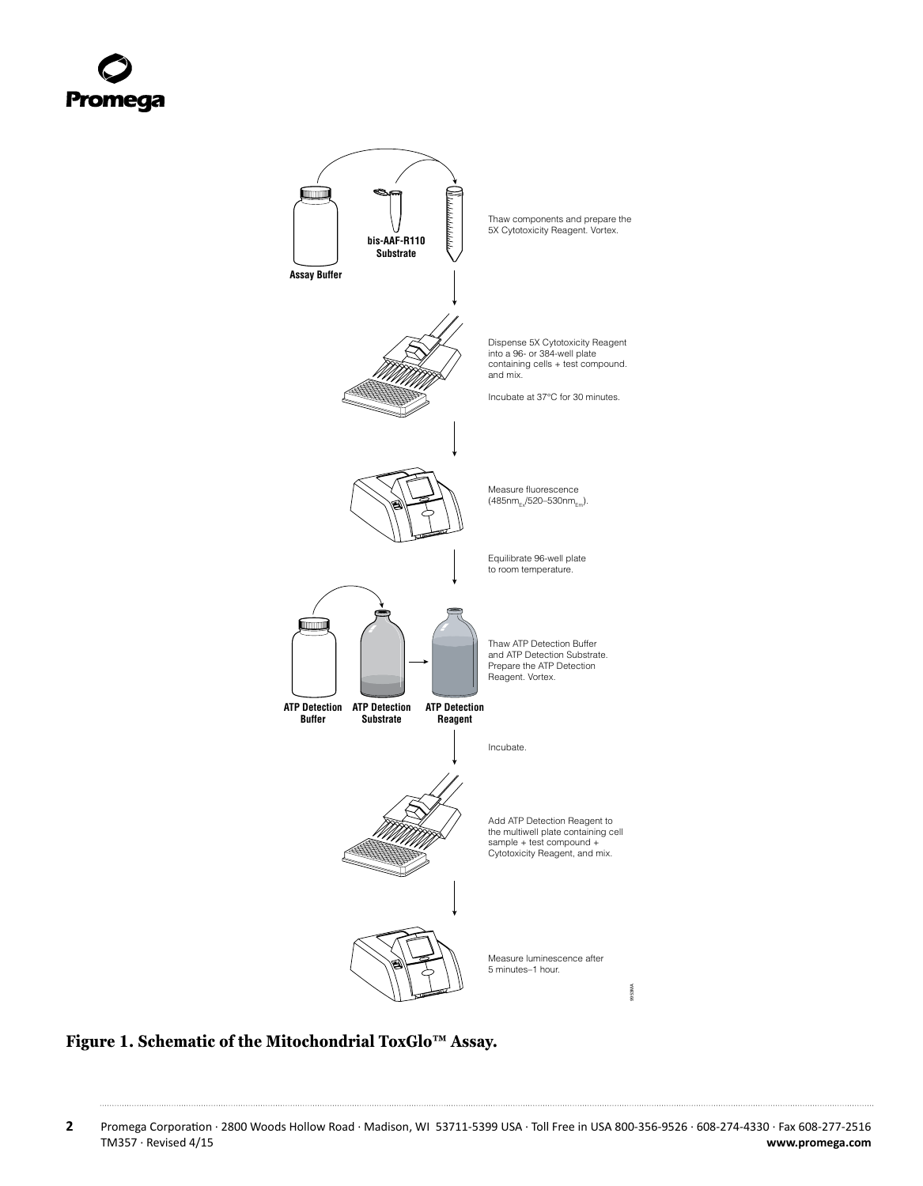Thaw components and prepare the 5X Cytotoxicity Reagent. Vortex.

Assay Buffer

bis-AAF-R110 Substrate

Dispense 5X Cytotoxicity Reagent into a 96- or 384-well plate containing cells + test compound. and mix.

Incubate at 37°C for 30 minutes.

Measure fluorescence ($485nm_{Ex}/520–530nm_{Em}$).

Equilibrate 96-well plate to room temperature.

ATP Detection Buffer

ATP Detection Substrate

ATP Detection Reagent

Thaw ATP Detection Buffer and ATP Detection Substrate. Prepare the ATP Detection Reagent. Vortex.

Incubate.

Add ATP Detection Reagent to the multiwell plate containing cell sample + test compound + Cytotoxicity Reagent, and mix.

Measure luminescence after 5 minutes–1 hour.

**Figure 1. Schematic of the Mitochondrial ToxGlo™ Assay.**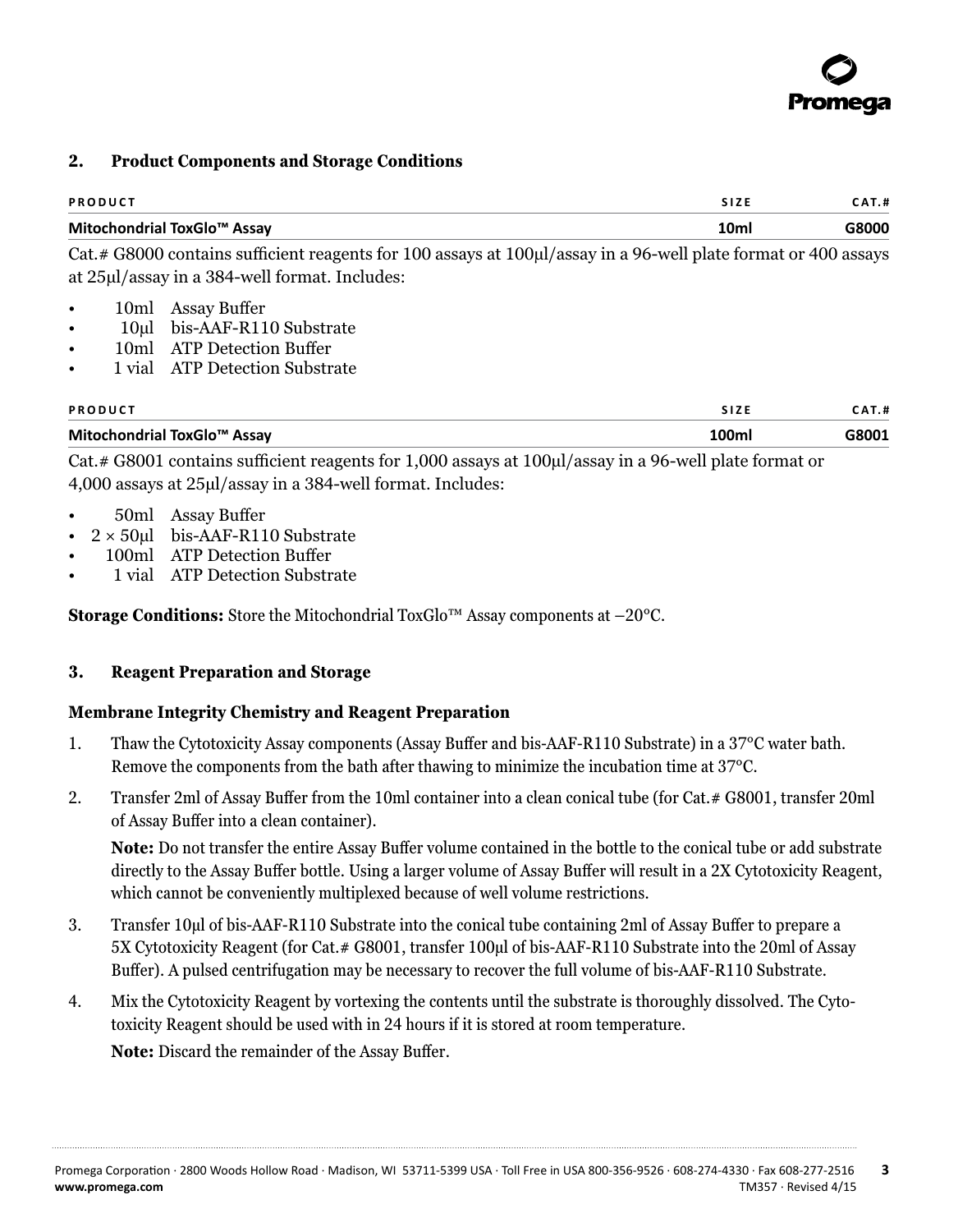## 2. Product Components and Storage Conditions

| PRODUCT | SIZE | CAT.# |
|---|---|---|
| Mitochondrial ToxGlo™ Assay | 10ml | G8000 |

Cat.# G8000 contains sufficient reagents for 100 assays at 100µl/assay in a 96-well plate format or 400 assays at 25µl/assay in a 384-well format. Includes:

- 10ml Assay Buffer
- 10µl bis-AAF-R110 Substrate
- 10ml ATP Detection Buffer
- 1 vial ATP Detection Substrate

| PRODUCT | SIZE | CAT.# |
|---|---|---|
| Mitochondrial ToxGlo™ Assay | 100ml | G8001 |

Cat.# G8001 contains sufficient reagents for 1,000 assays at 100µl/assay in a 96-well plate format or 4,000 assays at 25µl/assay in a 384-well format. Includes:

- 50ml Assay Buffer
- 2 × 50µl bis-AAF-R110 Substrate
- 100ml ATP Detection Buffer
- 1 vial ATP Detection Substrate

**Storage Conditions:** Store the Mitochondrial ToxGlo™ Assay components at –20°C.

## 3. Reagent Preparation and Storage

### Membrane Integrity Chemistry and Reagent Preparation

1. Thaw the Cytotoxicity Assay components (Assay Buffer and bis-AAF-R110 Substrate) in a 37°C water bath. Remove the components from the bath after thawing to minimize the incubation time at 37°C.
2. Transfer 2ml of Assay Buffer from the 10ml container into a clean conical tube (for Cat.# G8001, transfer 20ml of Assay Buffer into a clean container).

   **Note:** Do not transfer the entire Assay Buffer volume contained in the bottle to the conical tube or add substrate directly to the Assay Buffer bottle. Using a larger volume of Assay Buffer will result in a 2X Cytotoxicity Reagent, which cannot be conveniently multiplexed because of well volume restrictions.
3. Transfer 10µl of bis-AAF-R110 Substrate into the conical tube containing 2ml of Assay Buffer to prepare a 5X Cytotoxicity Reagent (for Cat.# G8001, transfer 100µl of bis-AAF-R110 Substrate into the 20ml of Assay Buffer). A pulsed centrifugation may be necessary to recover the full volume of bis-AAF-R110 Substrate.
4. Mix the Cytotoxicity Reagent by vortexing the contents until the substrate is thoroughly dissolved. The Cytotoxicity Reagent should be used with in 24 hours if it is stored at room temperature.

   **Note:** Discard the remainder of the Assay Buffer.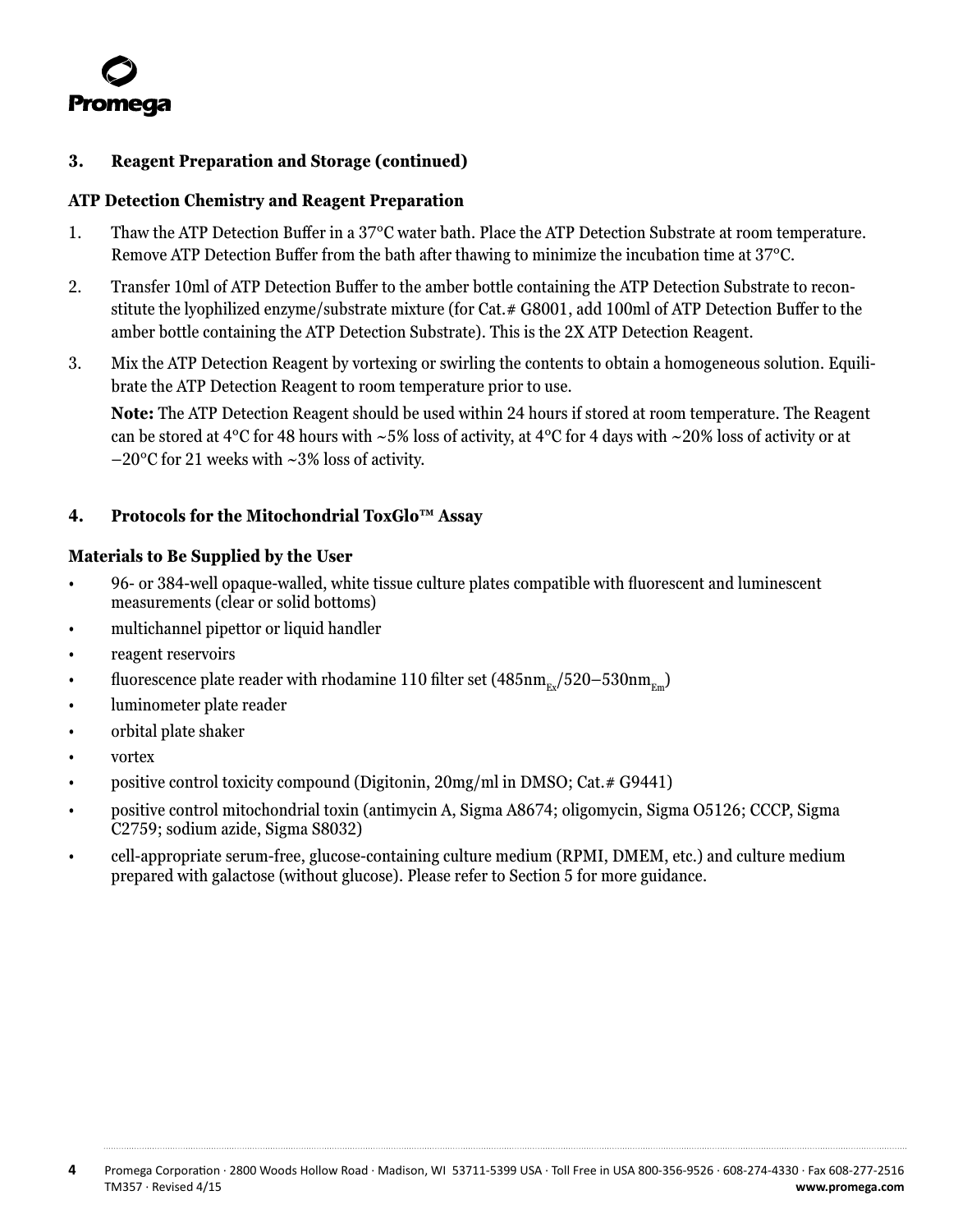## 3. Reagent Preparation and Storage (continued)

### ATP Detection Chemistry and Reagent Preparation

1. Thaw the ATP Detection Buffer in a 37°C water bath. Place the ATP Detection Substrate at room temperature. Remove ATP Detection Buffer from the bath after thawing to minimize the incubation time at 37°C.
2. Transfer 10ml of ATP Detection Buffer to the amber bottle containing the ATP Detection Substrate to reconstitute the lyophilized enzyme/substrate mixture (for Cat.# G8001, add 100ml of ATP Detection Buffer to the amber bottle containing the ATP Detection Substrate). This is the 2X ATP Detection Reagent.
3. Mix the ATP Detection Reagent by vortexing or swirling the contents to obtain a homogeneous solution. Equilibrate the ATP Detection Reagent to room temperature prior to use.

   **Note:** The ATP Detection Reagent should be used within 24 hours if stored at room temperature. The Reagent can be stored at 4°C for 48 hours with ~5% loss of activity, at 4°C for 4 days with ~20% loss of activity or at –20°C for 21 weeks with ~3% loss of activity.

## 4. Protocols for the Mitochondrial ToxGlo™ Assay

### Materials to Be Supplied by the User

- 96- or 384-well opaque-walled, white tissue culture plates compatible with fluorescent and luminescent measurements (clear or solid bottoms)
- multichannel pipettor or liquid handler
- reagent reservoirs
- fluorescence plate reader with rhodamine 110 filter set ($485nm_{Ex}$/$520–530nm_{Em}$)
- luminometer plate reader
- orbital plate shaker
- vortex
- positive control toxicity compound (Digitonin, 20mg/ml in DMSO; Cat.# G9441)
- positive control mitochondrial toxin (antimycin A, Sigma A8674; oligomycin, Sigma O5126; CCCP, Sigma C2759; sodium azide, Sigma S8032)
- cell-appropriate serum-free, glucose-containing culture medium (RPMI, DMEM, etc.) and culture medium prepared with galactose (without glucose). Please refer to Section 5 for more guidance.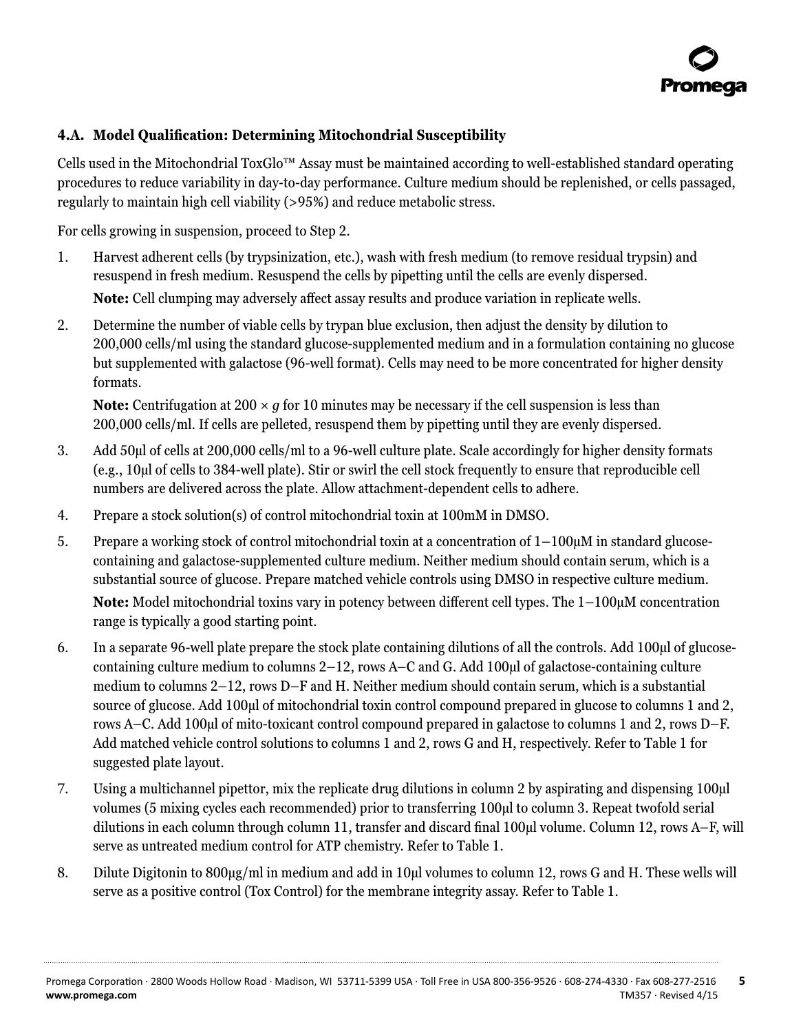### 4.A. Model Qualification: Determining Mitochondrial Susceptibility

Cells used in the Mitochondrial ToxGlo™ Assay must be maintained according to well-established standard operating procedures to reduce variability in day-to-day performance. Culture medium should be replenished, or cells passaged, regularly to maintain high cell viability (>95%) and reduce metabolic stress.

For cells growing in suspension, proceed to Step 2.

1. Harvest adherent cells (by trypsinization, etc.), wash with fresh medium (to remove residual trypsin) and resuspend in fresh medium. Resuspend the cells by pipetting until the cells are evenly dispersed.

   **Note:** Cell clumping may adversely affect assay results and produce variation in replicate wells.

2. Determine the number of viable cells by trypan blue exclusion, then adjust the density by dilution to 200,000 cells/ml using the standard glucose-supplemented medium and in a formulation containing no glucose but supplemented with galactose (96-well format). Cells may need to be more concentrated for higher density formats.

   **Note:** Centrifugation at 200 × *g* for 10 minutes may be necessary if the cell suspension is less than 200,000 cells/ml. If cells are pelleted, resuspend them by pipetting until they are evenly dispersed.

3. Add 50µl of cells at 200,000 cells/ml to a 96-well culture plate. Scale accordingly for higher density formats (e.g., 10µl of cells to 384-well plate). Stir or swirl the cell stock frequently to ensure that reproducible cell numbers are delivered across the plate. Allow attachment-dependent cells to adhere.

4. Prepare a stock solution(s) of control mitochondrial toxin at 100mM in DMSO.

5. Prepare a working stock of control mitochondrial toxin at a concentration of 1–100µM in standard glucose-containing and galactose-supplemented culture medium. Neither medium should contain serum, which is a substantial source of glucose. Prepare matched vehicle controls using DMSO in respective culture medium.

   **Note:** Model mitochondrial toxins vary in potency between different cell types. The 1–100µM concentration range is typically a good starting point.

6. In a separate 96-well plate prepare the stock plate containing dilutions of all the controls. Add 100µl of glucose-containing culture medium to columns 2–12, rows A–C and G. Add 100µl of galactose-containing culture medium to columns 2–12, rows D–F and H. Neither medium should contain serum, which is a substantial source of glucose. Add 100µl of mitochondrial toxin control compound prepared in glucose to columns 1 and 2, rows A–C. Add 100µl of mito-toxicant control compound prepared in galactose to columns 1 and 2, rows D–F. Add matched vehicle control solutions to columns 1 and 2, rows G and H, respectively. Refer to Table 1 for suggested plate layout.

7. Using a multichannel pipettor, mix the replicate drug dilutions in column 2 by aspirating and dispensing 100µl volumes (5 mixing cycles each recommended) prior to transferring 100µl to column 3. Repeat twofold serial dilutions in each column through column 11, transfer and discard final 100µl volume. Column 12, rows A–F, will serve as untreated medium control for ATP chemistry. Refer to Table 1.

8. Dilute Digitonin to 800µg/ml in medium and add in 10µl volumes to column 12, rows G and H. These wells will serve as a positive control (Tox Control) for the membrane integrity assay. Refer to Table 1.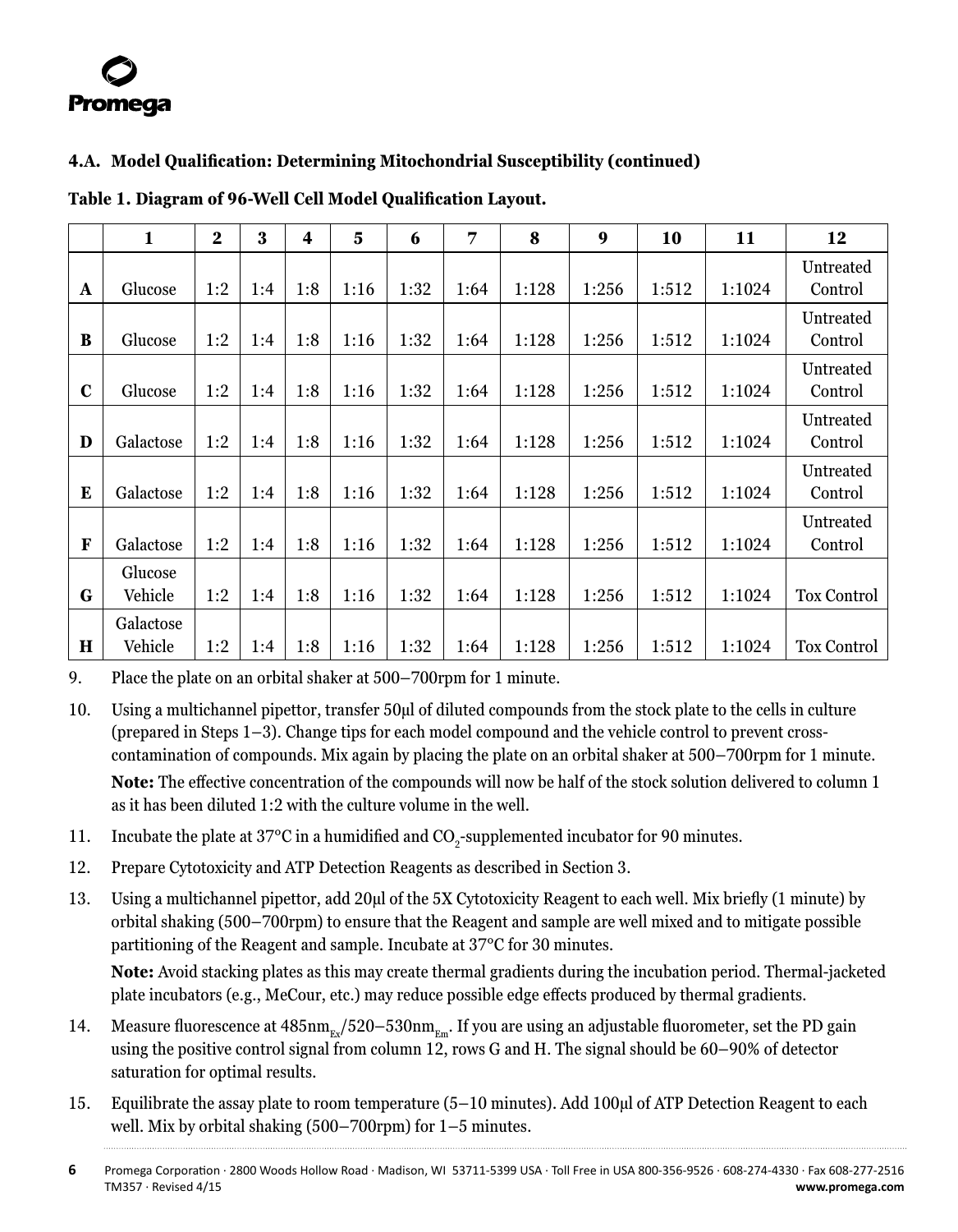### 4.A. Model Qualification: Determining Mitochondrial Susceptibility (continued)

**Table 1. Diagram of 96-Well Cell Model Qualification Layout.**

| | 1 | 2 | 3 | 4 | 5 | 6 | 7 | 8 | 9 | 10 | 11 | 12 |
|---|---|---|---|---|---|---|---|---|---|---|---|---|
| **A** | Glucose | 1:2 | 1:4 | 1:8 | 1:16 | 1:32 | 1:64 | 1:128 | 1:256 | 1:512 | 1:1024 | Untreated Control |
| **B** | Glucose | 1:2 | 1:4 | 1:8 | 1:16 | 1:32 | 1:64 | 1:128 | 1:256 | 1:512 | 1:1024 | Untreated Control |
| **C** | Glucose | 1:2 | 1:4 | 1:8 | 1:16 | 1:32 | 1:64 | 1:128 | 1:256 | 1:512 | 1:1024 | Untreated Control |
| **D** | Galactose | 1:2 | 1:4 | 1:8 | 1:16 | 1:32 | 1:64 | 1:128 | 1:256 | 1:512 | 1:1024 | Untreated Control |
| **E** | Galactose | 1:2 | 1:4 | 1:8 | 1:16 | 1:32 | 1:64 | 1:128 | 1:256 | 1:512 | 1:1024 | Untreated Control |
| **F** | Galactose | 1:2 | 1:4 | 1:8 | 1:16 | 1:32 | 1:64 | 1:128 | 1:256 | 1:512 | 1:1024 | Untreated Control |
| **G** | Glucose Vehicle | 1:2 | 1:4 | 1:8 | 1:16 | 1:32 | 1:64 | 1:128 | 1:256 | 1:512 | 1:1024 | Tox Control |
| **H** | Galactose Vehicle | 1:2 | 1:4 | 1:8 | 1:16 | 1:32 | 1:64 | 1:128 | 1:256 | 1:512 | 1:1024 | Tox Control |

9. Place the plate on an orbital shaker at 500–700rpm for 1 minute.

10. Using a multichannel pipettor, transfer 50µl of diluted compounds from the stock plate to the cells in culture (prepared in Steps 1–3). Change tips for each model compound and the vehicle control to prevent cross-contamination of compounds. Mix again by placing the plate on an orbital shaker at 500–700rpm for 1 minute.

    **Note:** The effective concentration of the compounds will now be half of the stock solution delivered to column 1 as it has been diluted 1:2 with the culture volume in the well.

11. Incubate the plate at 37°C in a humidified and $CO_2$-supplemented incubator for 90 minutes.

12. Prepare Cytotoxicity and ATP Detection Reagents as described in Section 3.

13. Using a multichannel pipettor, add 20µl of the 5X Cytotoxicity Reagent to each well. Mix briefly (1 minute) by orbital shaking (500–700rpm) to ensure that the Reagent and sample are well mixed and to mitigate possible partitioning of the Reagent and sample. Incubate at 37°C for 30 minutes.

    **Note:** Avoid stacking plates as this may create thermal gradients during the incubation period. Thermal-jacketed plate incubators (e.g., MeCour, etc.) may reduce possible edge effects produced by thermal gradients.

14. Measure fluorescence at $485nm_{Ex}/520–530nm_{Em}$. If you are using an adjustable fluorometer, set the PD gain using the positive control signal from column 12, rows G and H. The signal should be 60–90% of detector saturation for optimal results.

15. Equilibrate the assay plate to room temperature (5–10 minutes). Add 100µl of ATP Detection Reagent to each well. Mix by orbital shaking (500–700rpm) for 1–5 minutes.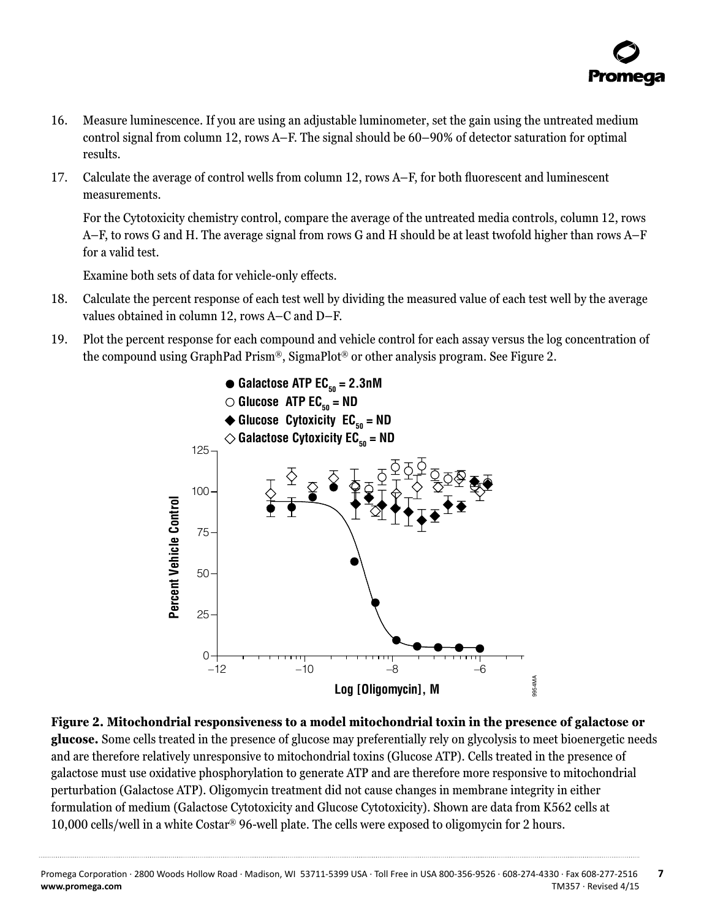16. Measure luminescence. If you are using an adjustable luminometer, set the gain using the untreated medium control signal from column 12, rows A–F. The signal should be 60–90% of detector saturation for optimal results.

17. Calculate the average of control wells from column 12, rows A–F, for both fluorescent and luminescent measurements.

    For the Cytotoxicity chemistry control, compare the average of the untreated media controls, column 12, rows A–F, to rows G and H. The average signal from rows G and H should be at least twofold higher than rows A–F for a valid test.

    Examine both sets of data for vehicle-only effects.

18. Calculate the percent response of each test well by dividing the measured value of each test well by the average values obtained in column 12, rows A–C and D–F.

19. Plot the percent response for each compound and vehicle control for each assay versus the log concentration of the compound using GraphPad Prism®, SigmaPlot® or other analysis program. See Figure 2.

**Figure 2. Mitochondrial responsiveness to a model mitochondrial toxin in the presence of galactose or glucose.** Some cells treated in the presence of glucose may preferentially rely on glycolysis to meet bioenergetic needs and are therefore relatively unresponsive to mitochondrial toxins (Glucose ATP). Cells treated in the presence of galactose must use oxidative phosphorylation to generate ATP and are therefore more responsive to mitochondrial perturbation (Galactose ATP). Oligomycin treatment did not cause changes in membrane integrity in either formulation of medium (Galactose Cytotoxicity and Glucose Cytotoxicity). Shown are data from K562 cells at 10,000 cells/well in a white Costar® 96-well plate. The cells were exposed to oligomycin for 2 hours.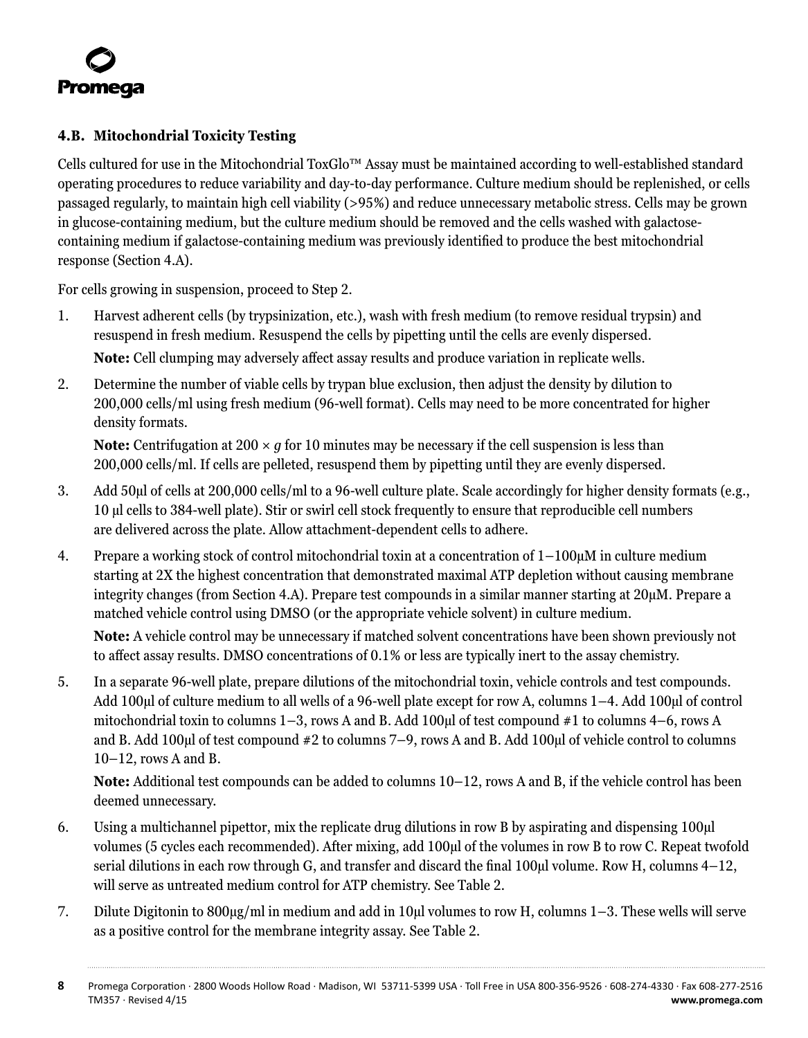### 4.B. Mitochondrial Toxicity Testing

Cells cultured for use in the Mitochondrial ToxGlo™ Assay must be maintained according to well-established standard operating procedures to reduce variability and day-to-day performance. Culture medium should be replenished, or cells passaged regularly, to maintain high cell viability (>95%) and reduce unnecessary metabolic stress. Cells may be grown in glucose-containing medium, but the culture medium should be removed and the cells washed with galactose-containing medium if galactose-containing medium was previously identified to produce the best mitochondrial response (Section 4.A).

For cells growing in suspension, proceed to Step 2.

1. Harvest adherent cells (by trypsinization, etc.), wash with fresh medium (to remove residual trypsin) and resuspend in fresh medium. Resuspend the cells by pipetting until the cells are evenly dispersed.

   **Note:** Cell clumping may adversely affect assay results and produce variation in replicate wells.

2. Determine the number of viable cells by trypan blue exclusion, then adjust the density by dilution to 200,000 cells/ml using fresh medium (96-well format). Cells may need to be more concentrated for higher density formats.

   **Note:** Centrifugation at 200 × *g* for 10 minutes may be necessary if the cell suspension is less than 200,000 cells/ml. If cells are pelleted, resuspend them by pipetting until they are evenly dispersed.

3. Add 50µl of cells at 200,000 cells/ml to a 96-well culture plate. Scale accordingly for higher density formats (e.g., 10 µl cells to 384-well plate). Stir or swirl cell stock frequently to ensure that reproducible cell numbers are delivered across the plate. Allow attachment-dependent cells to adhere.

4. Prepare a working stock of control mitochondrial toxin at a concentration of 1–100µM in culture medium starting at 2X the highest concentration that demonstrated maximal ATP depletion without causing membrane integrity changes (from Section 4.A). Prepare test compounds in a similar manner starting at 20µM. Prepare a matched vehicle control using DMSO (or the appropriate vehicle solvent) in culture medium.

   **Note:** A vehicle control may be unnecessary if matched solvent concentrations have been shown previously not to affect assay results. DMSO concentrations of 0.1% or less are typically inert to the assay chemistry.

5. In a separate 96-well plate, prepare dilutions of the mitochondrial toxin, vehicle controls and test compounds. Add 100µl of culture medium to all wells of a 96-well plate except for row A, columns 1–4. Add 100µl of control mitochondrial toxin to columns 1–3, rows A and B. Add 100µl of test compound #1 to columns 4–6, rows A and B. Add 100µl of test compound #2 to columns 7–9, rows A and B. Add 100µl of vehicle control to columns 10–12, rows A and B.

   **Note:** Additional test compounds can be added to columns 10–12, rows A and B, if the vehicle control has been deemed unnecessary.

6. Using a multichannel pipettor, mix the replicate drug dilutions in row B by aspirating and dispensing 100µl volumes (5 cycles each recommended). After mixing, add 100µl of the volumes in row B to row C. Repeat twofold serial dilutions in each row through G, and transfer and discard the final 100µl volume. Row H, columns 4–12, will serve as untreated medium control for ATP chemistry. See Table 2.

7. Dilute Digitonin to 800µg/ml in medium and add in 10µl volumes to row H, columns 1–3. These wells will serve as a positive control for the membrane integrity assay. See Table 2.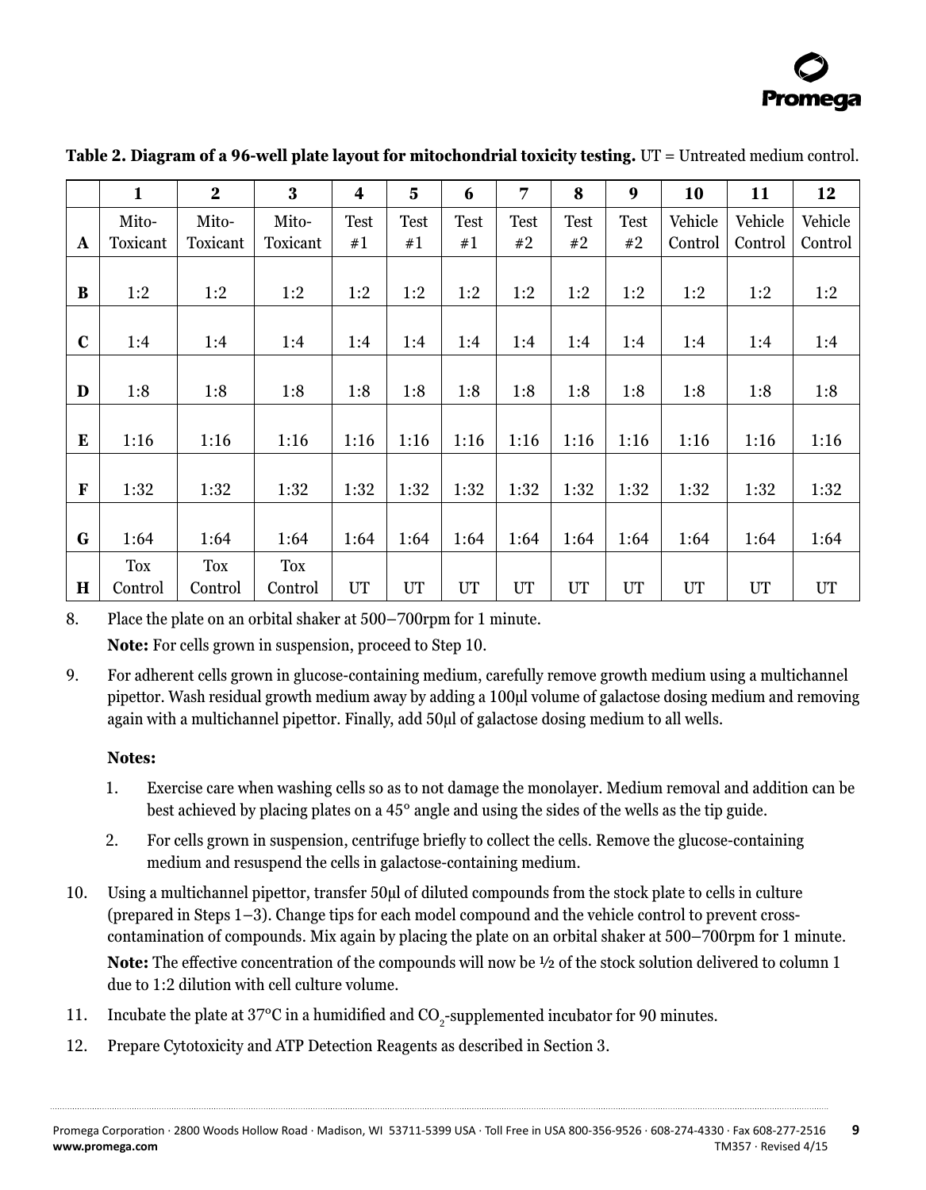**Table 2. Diagram of a 96-well plate layout for mitochondrial toxicity testing.** UT = Untreated medium control.

| | 1 | 2 | 3 | 4 | 5 | 6 | 7 | 8 | 9 | 10 | 11 | 12 |
|---|---|---|---|---|---|---|---|---|---|---|---|---|
| **A** | Mito-Toxicant | Mito-Toxicant | Mito-Toxicant | Test #1 | Test #1 | Test #1 | Test #2 | Test #2 | Test #2 | Vehicle Control | Vehicle Control | Vehicle Control |
| **B** | 1:2 | 1:2 | 1:2 | 1:2 | 1:2 | 1:2 | 1:2 | 1:2 | 1:2 | 1:2 | 1:2 | 1:2 |
| **C** | 1:4 | 1:4 | 1:4 | 1:4 | 1:4 | 1:4 | 1:4 | 1:4 | 1:4 | 1:4 | 1:4 | 1:4 |
| **D** | 1:8 | 1:8 | 1:8 | 1:8 | 1:8 | 1:8 | 1:8 | 1:8 | 1:8 | 1:8 | 1:8 | 1:8 |
| **E** | 1:16 | 1:16 | 1:16 | 1:16 | 1:16 | 1:16 | 1:16 | 1:16 | 1:16 | 1:16 | 1:16 | 1:16 |
| **F** | 1:32 | 1:32 | 1:32 | 1:32 | 1:32 | 1:32 | 1:32 | 1:32 | 1:32 | 1:32 | 1:32 | 1:32 |
| **G** | 1:64 | 1:64 | 1:64 | 1:64 | 1:64 | 1:64 | 1:64 | 1:64 | 1:64 | 1:64 | 1:64 | 1:64 |
| **H** | Tox Control | Tox Control | Tox Control | UT | UT | UT | UT | UT | UT | UT | UT | UT |

8. Place the plate on an orbital shaker at 500–700rpm for 1 minute.

   **Note:** For cells grown in suspension, proceed to Step 10.

9. For adherent cells grown in glucose-containing medium, carefully remove growth medium using a multichannel pipettor. Wash residual growth medium away by adding a 100µl volume of galactose dosing medium and removing again with a multichannel pipettor. Finally, add 50µl of galactose dosing medium to all wells.

   **Notes:**

   1. Exercise care when washing cells so as to not damage the monolayer. Medium removal and addition can be best achieved by placing plates on a 45° angle and using the sides of the wells as the tip guide.
   2. For cells grown in suspension, centrifuge briefly to collect the cells. Remove the glucose-containing medium and resuspend the cells in galactose-containing medium.

10. Using a multichannel pipettor, transfer 50µl of diluted compounds from the stock plate to cells in culture (prepared in Steps 1–3). Change tips for each model compound and the vehicle control to prevent cross-contamination of compounds. Mix again by placing the plate on an orbital shaker at 500–700rpm for 1 minute.

    **Note:** The effective concentration of the compounds will now be ½ of the stock solution delivered to column 1 due to 1:2 dilution with cell culture volume.

11. Incubate the plate at 37°C in a humidified and $CO_2$-supplemented incubator for 90 minutes.

12. Prepare Cytotoxicity and ATP Detection Reagents as described in Section 3.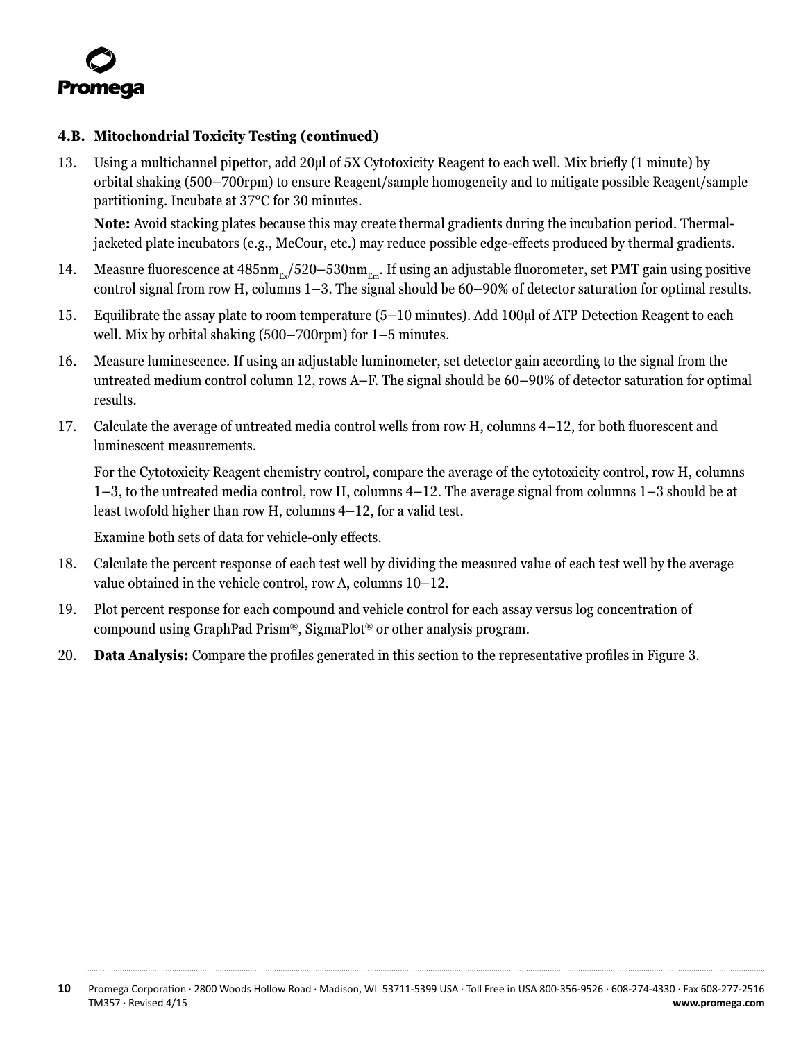### 4.B. Mitochondrial Toxicity Testing (continued)

13. Using a multichannel pipettor, add 20µl of 5X Cytotoxicity Reagent to each well. Mix briefly (1 minute) by orbital shaking (500–700rpm) to ensure Reagent/sample homogeneity and to mitigate possible Reagent/sample partitioning. Incubate at 37°C for 30 minutes.

    **Note:** Avoid stacking plates because this may create thermal gradients during the incubation period. Thermal-jacketed plate incubators (e.g., MeCour, etc.) may reduce possible edge-effects produced by thermal gradients.

14. Measure fluorescence at $485nm_{Ex}/520–530nm_{Em}$. If using an adjustable fluorometer, set PMT gain using positive control signal from row H, columns 1–3. The signal should be 60–90% of detector saturation for optimal results.

15. Equilibrate the assay plate to room temperature (5–10 minutes). Add 100µl of ATP Detection Reagent to each well. Mix by orbital shaking (500–700rpm) for 1–5 minutes.

16. Measure luminescence. If using an adjustable luminometer, set detector gain according to the signal from the untreated medium control column 12, rows A–F. The signal should be 60–90% of detector saturation for optimal results.

17. Calculate the average of untreated media control wells from row H, columns 4–12, for both fluorescent and luminescent measurements.

    For the Cytotoxicity Reagent chemistry control, compare the average of the cytotoxicity control, row H, columns 1–3, to the untreated media control, row H, columns 4–12. The average signal from columns 1–3 should be at least twofold higher than row H, columns 4–12, for a valid test.

    Examine both sets of data for vehicle-only effects.

18. Calculate the percent response of each test well by dividing the measured value of each test well by the average value obtained in the vehicle control, row A, columns 10–12.

19. Plot percent response for each compound and vehicle control for each assay versus log concentration of compound using GraphPad Prism®, SigmaPlot® or other analysis program.

20. **Data Analysis:** Compare the profiles generated in this section to the representative profiles in Figure 3.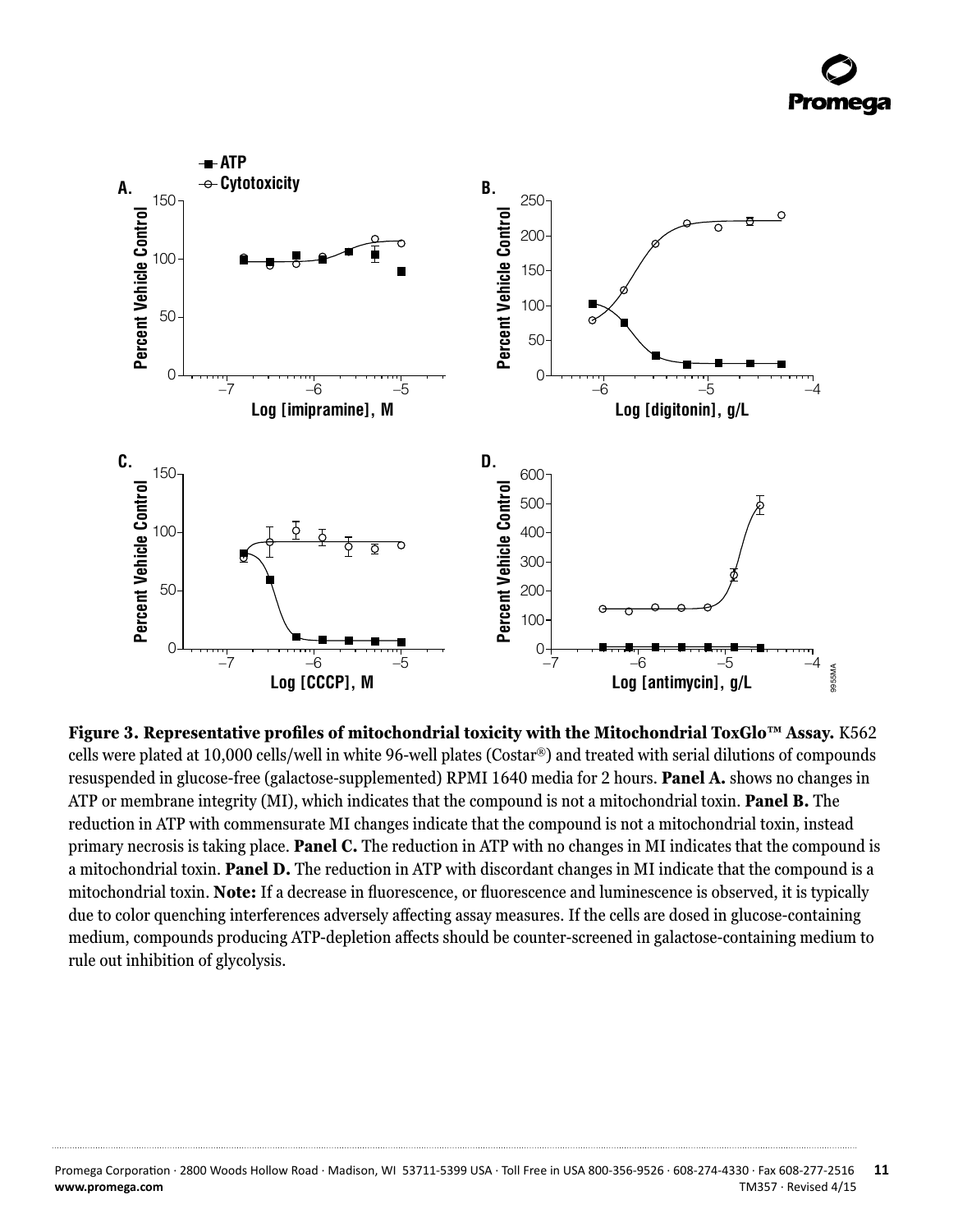**Figure 3. Representative profiles of mitochondrial toxicity with the Mitochondrial ToxGlo™ Assay.** K562 cells were plated at 10,000 cells/well in white 96-well plates (Costar®) and treated with serial dilutions of compounds resuspended in glucose-free (galactose-supplemented) RPMI 1640 media for 2 hours. **Panel A.** shows no changes in ATP or membrane integrity (MI), which indicates that the compound is not a mitochondrial toxin. **Panel B.** The reduction in ATP with commensurate MI changes indicate that the compound is not a mitochondrial toxin, instead primary necrosis is taking place. **Panel C.** The reduction in ATP with no changes in MI indicates that the compound is a mitochondrial toxin. **Panel D.** The reduction in ATP with discordant changes in MI indicate that the compound is a mitochondrial toxin. **Note:** If a decrease in fluorescence, or fluorescence and luminescence is observed, it is typically due to color quenching interferences adversely affecting assay measures. If the cells are dosed in glucose-containing medium, compounds producing ATP-depletion affects should be counter-screened in galactose-containing medium to rule out inhibition of glycolysis.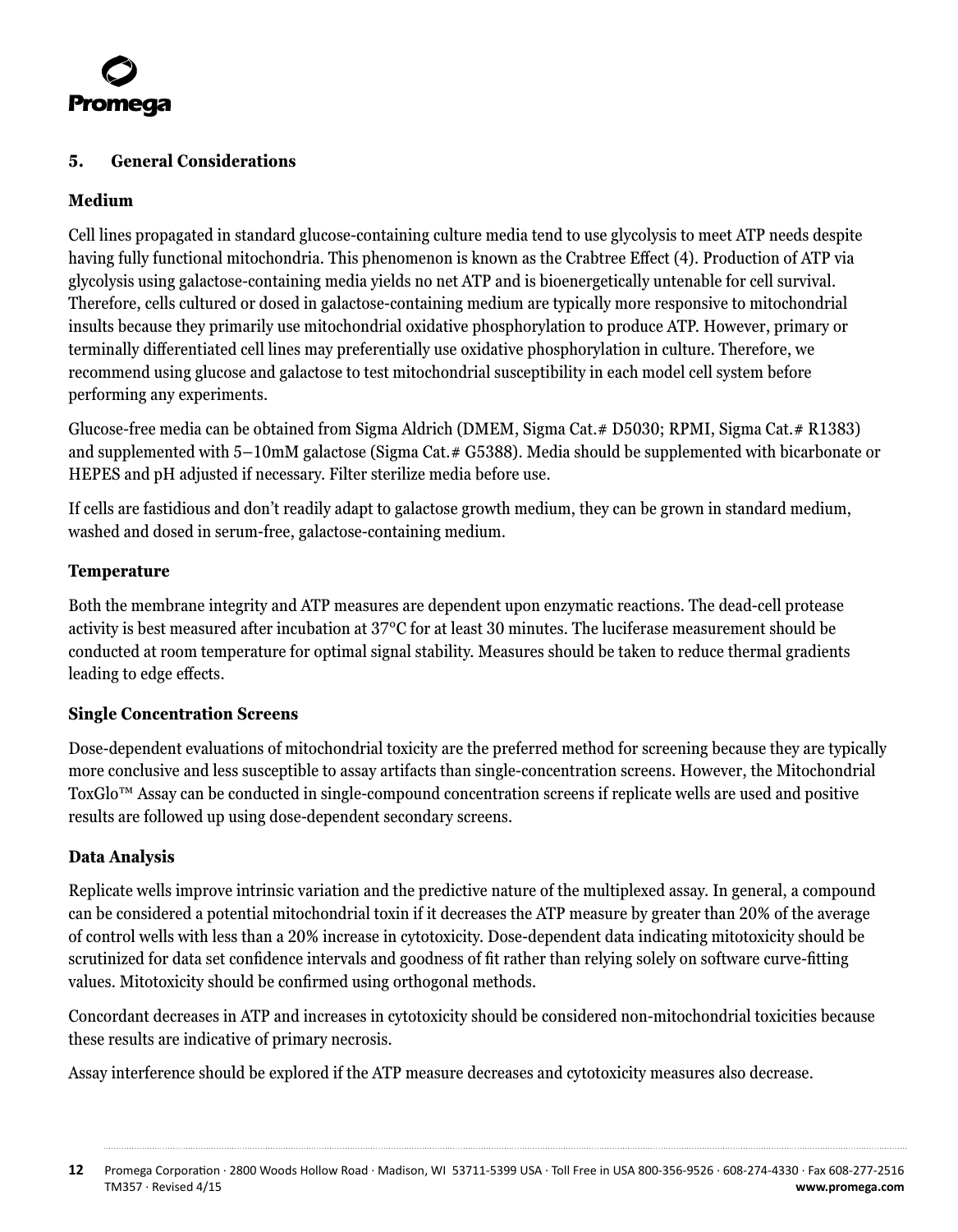## 5. General Considerations

### Medium

Cell lines propagated in standard glucose-containing culture media tend to use glycolysis to meet ATP needs despite having fully functional mitochondria. This phenomenon is known as the Crabtree Effect (4). Production of ATP via glycolysis using galactose-containing media yields no net ATP and is bioenergetically untenable for cell survival. Therefore, cells cultured or dosed in galactose-containing medium are typically more responsive to mitochondrial insults because they primarily use mitochondrial oxidative phosphorylation to produce ATP. However, primary or terminally differentiated cell lines may preferentially use oxidative phosphorylation in culture. Therefore, we recommend using glucose and galactose to test mitochondrial susceptibility in each model cell system before performing any experiments.

Glucose-free media can be obtained from Sigma Aldrich (DMEM, Sigma Cat.# D5030; RPMI, Sigma Cat.# R1383) and supplemented with 5–10mM galactose (Sigma Cat.# G5388). Media should be supplemented with bicarbonate or HEPES and pH adjusted if necessary. Filter sterilize media before use.

If cells are fastidious and don't readily adapt to galactose growth medium, they can be grown in standard medium, washed and dosed in serum-free, galactose-containing medium.

### Temperature

Both the membrane integrity and ATP measures are dependent upon enzymatic reactions. The dead-cell protease activity is best measured after incubation at 37°C for at least 30 minutes. The luciferase measurement should be conducted at room temperature for optimal signal stability. Measures should be taken to reduce thermal gradients leading to edge effects.

### Single Concentration Screens

Dose-dependent evaluations of mitochondrial toxicity are the preferred method for screening because they are typically more conclusive and less susceptible to assay artifacts than single-concentration screens. However, the Mitochondrial ToxGlo™ Assay can be conducted in single-compound concentration screens if replicate wells are used and positive results are followed up using dose-dependent secondary screens.

### Data Analysis

Replicate wells improve intrinsic variation and the predictive nature of the multiplexed assay. In general, a compound can be considered a potential mitochondrial toxin if it decreases the ATP measure by greater than 20% of the average of control wells with less than a 20% increase in cytotoxicity. Dose-dependent data indicating mitotoxicity should be scrutinized for data set confidence intervals and goodness of fit rather than relying solely on software curve-fitting values. Mitotoxicity should be confirmed using orthogonal methods.

Concordant decreases in ATP and increases in cytotoxicity should be considered non-mitochondrial toxicities because these results are indicative of primary necrosis.

Assay interference should be explored if the ATP measure decreases and cytotoxicity measures also decrease.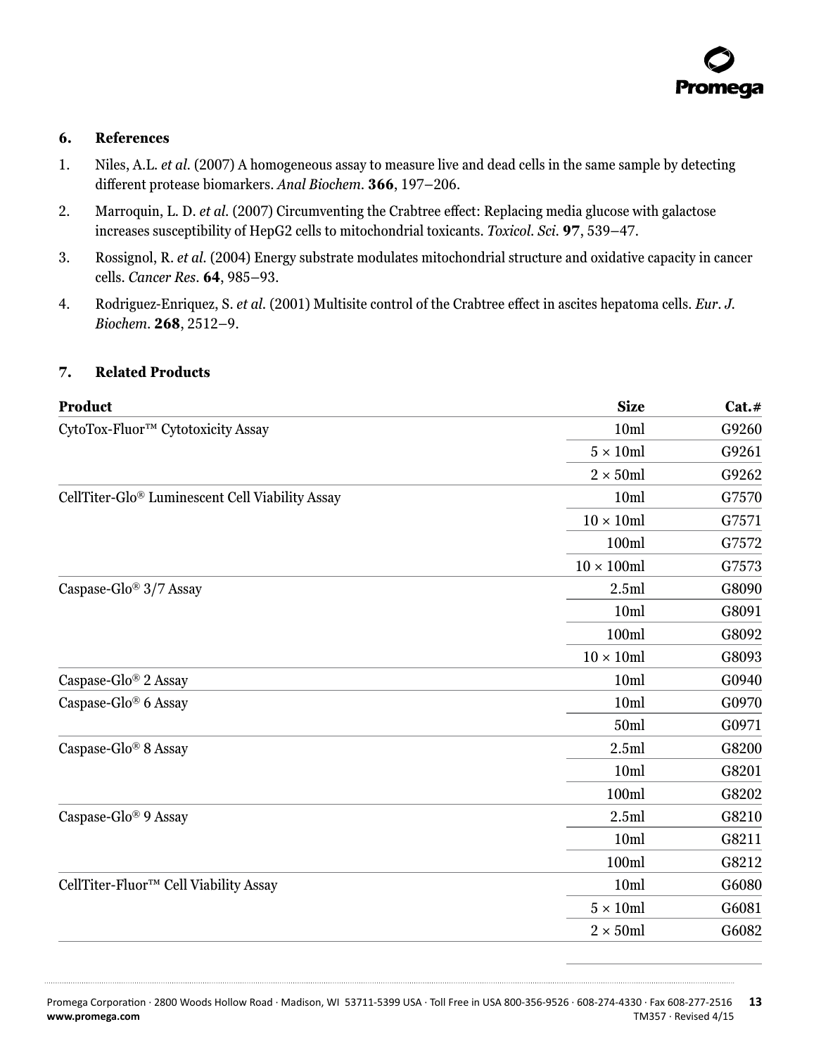## 6. References

1. Niles, A.L. *et al.* (2007) A homogeneous assay to measure live and dead cells in the same sample by detecting different protease biomarkers. *Anal Biochem.* **366**, 197–206.
2. Marroquin, L. D. *et al.* (2007) Circumventing the Crabtree effect: Replacing media glucose with galactose increases susceptibility of HepG2 cells to mitochondrial toxicants. *Toxicol. Sci.* **97**, 539–47.
3. Rossignol, R. *et al.* (2004) Energy substrate modulates mitochondrial structure and oxidative capacity in cancer cells. *Cancer Res.* **64**, 985–93.
4. Rodriguez-Enriquez, S. *et al.* (2001) Multisite control of the Crabtree effect in ascites hepatoma cells. *Eur. J. Biochem.* **268**, 2512–9.

## 7. Related Products

| Product | Size | Cat.# |
|---|---|---|
| CytoTox-Fluor™ Cytotoxicity Assay | 10ml | G9260 |
| | 5 × 10ml | G9261 |
| | 2 × 50ml | G9262 |
| CellTiter-Glo® Luminescent Cell Viability Assay | 10ml | G7570 |
| | 10 × 10ml | G7571 |
| | 100ml | G7572 |
| | 10 × 100ml | G7573 |
| Caspase-Glo® 3/7 Assay | 2.5ml | G8090 |
| | 10ml | G8091 |
| | 100ml | G8092 |
| | 10 × 10ml | G8093 |
| Caspase-Glo® 2 Assay | 10ml | G0940 |
| Caspase-Glo® 6 Assay | 10ml | G0970 |
| | 50ml | G0971 |
| Caspase-Glo® 8 Assay | 2.5ml | G8200 |
| | 10ml | G8201 |
| | 100ml | G8202 |
| Caspase-Glo® 9 Assay | 2.5ml | G8210 |
| | 10ml | G8211 |
| | 100ml | G8212 |
| CellTiter-Fluor™ Cell Viability Assay | 10ml | G6080 |
| | 5 × 10ml | G6081 |
| | 2 × 50ml | G6082 |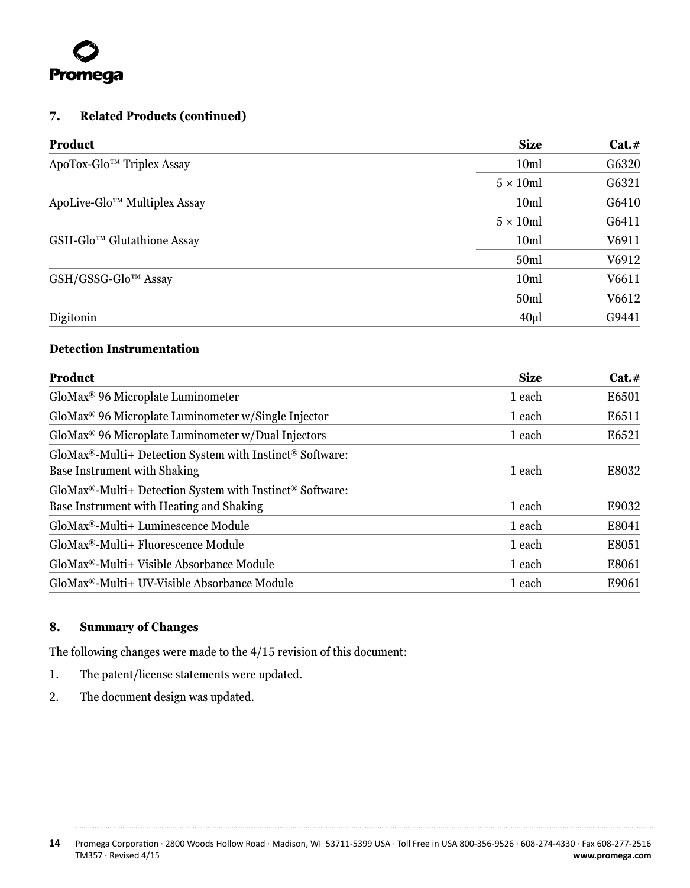## 7. Related Products (continued)

| Product | Size | Cat.# |
|---|---|---|
| ApoTox-Glo™ Triplex Assay | 10ml | G6320 |
| | 5 × 10ml | G6321 |
| ApoLive-Glo™ Multiplex Assay | 10ml | G6410 |
| | 5 × 10ml | G6411 |
| GSH-Glo™ Glutathione Assay | 10ml | V6911 |
| | 50ml | V6912 |
| GSH/GSSG-Glo™ Assay | 10ml | V6611 |
| | 50ml | V6612 |
| Digitonin | 40µl | G9441 |

**Detection Instrumentation**

| Product | Size | Cat.# |
|---|---|---|
| GloMax® 96 Microplate Luminometer | 1 each | E6501 |
| GloMax® 96 Microplate Luminometer w/Single Injector | 1 each | E6511 |
| GloMax® 96 Microplate Luminometer w/Dual Injectors | 1 each | E6521 |
| GloMax®-Multi+ Detection System with Instinct® Software: Base Instrument with Shaking | 1 each | E8032 |
| GloMax®-Multi+ Detection System with Instinct® Software: Base Instrument with Heating and Shaking | 1 each | E9032 |
| GloMax®-Multi+ Luminescence Module | 1 each | E8041 |
| GloMax®-Multi+ Fluorescence Module | 1 each | E8051 |
| GloMax®-Multi+ Visible Absorbance Module | 1 each | E8061 |
| GloMax®-Multi+ UV-Visible Absorbance Module | 1 each | E9061 |

## 8. Summary of Changes

The following changes were made to the 4/15 revision of this document:

1. The patent/license statements were updated.
2. The document design was updated.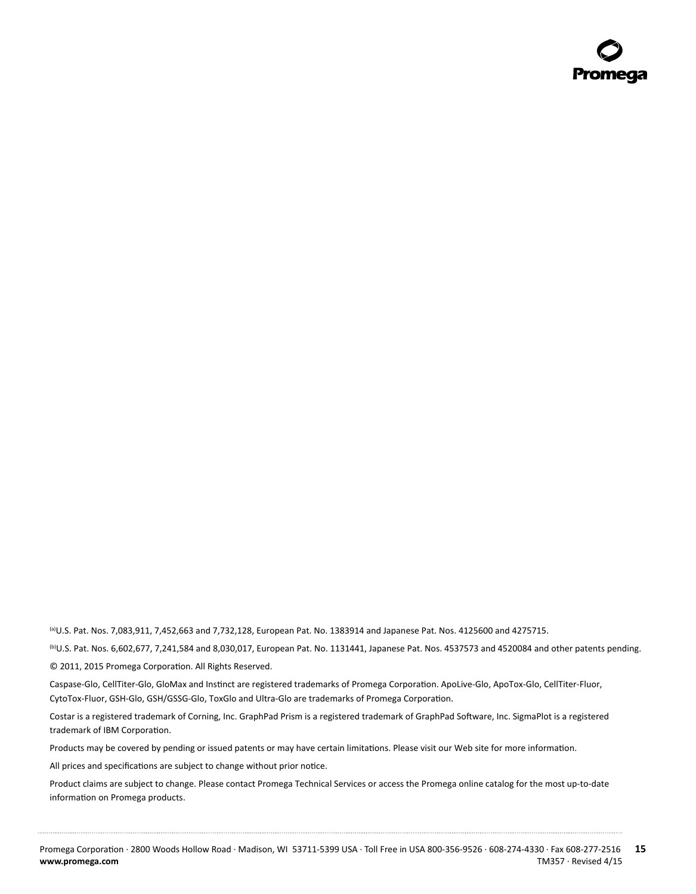[(a)]U.S. Pat. Nos. 7,083,911, 7,452,663 and 7,732,128, European Pat. No. 1383914 and Japanese Pat. Nos. 4125600 and 4275715.

[(b)]U.S. Pat. Nos. 6,602,677, 7,241,584 and 8,030,017, European Pat. No. 1131441, Japanese Pat. Nos. 4537573 and 4520084 and other patents pending.

© 2011, 2015 Promega Corporation. All Rights Reserved.

Caspase-Glo, CellTiter-Glo, GloMax and Instinct are registered trademarks of Promega Corporation. ApoLive-Glo, ApoTox-Glo, CellTiter-Fluor, CytoTox-Fluor, GSH-Glo, GSH/GSSG-Glo, ToxGlo and Ultra-Glo are trademarks of Promega Corporation.

Costar is a registered trademark of Corning, Inc. GraphPad Prism is a registered trademark of GraphPad Software, Inc. SigmaPlot is a registered trademark of IBM Corporation.

Products may be covered by pending or issued patents or may have certain limitations. Please visit our Web site for more information.

All prices and specifications are subject to change without prior notice.

Product claims are subject to change. Please contact Promega Technical Services or access the Promega online catalog for the most up-to-date information on Promega products.